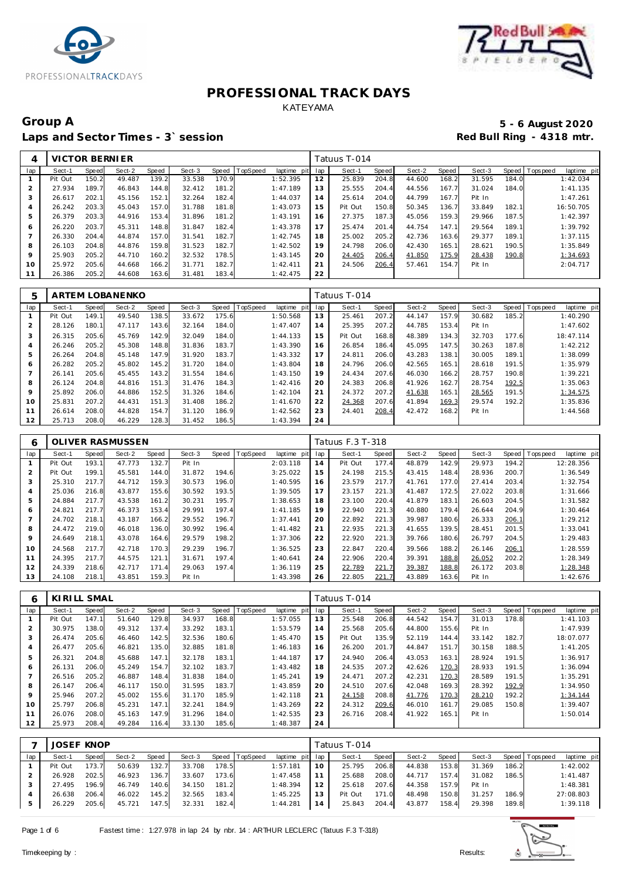# PROFESSIONAL TRACK DAYS

KATEYAMA

## Group A

**Laps and Sector Times - 3` session**

**5 - 6 August 2020**

**Red Bull Ring - 4318 mtr.**

| 4 | VICTOR BERNIER | | | | | | | | | Tatuus T-014 | | | | | | | | |
|---|---|---|---|---|---|---|---|---|---|---|---|---|---|---|---|---|---|---|
| lap | Sect-1 | Speed | Sect-2 | Speed | Sect-3 | Speed | TopSpeed | laptime pit | lap | Sect-1 | Speed | Sect-2 | Speed | Sect-3 | Speed | Topspeed | laptime pit |
| 1 | Pit Out | 150.2 | 49.487 | 139.2 | 33.538 | 170.9 | | 1:52.395 | 12 | 25.839 | 204.8 | 44.600 | 168.2 | 31.595 | 184.0 | | 1:42.034 |
| 2 | 27.934 | 189.7 | 46.843 | 144.8 | 32.412 | 181.2 | | 1:47.189 | 13 | 25.555 | 204.4 | 44.556 | 167.7 | 31.024 | 184.0 | | 1:41.135 |
| 3 | 26.617 | 202.1 | 45.156 | 152.1 | 32.264 | 182.4 | | 1:44.037 | 14 | 25.614 | 204.0 | 44.799 | 167.7 | Pit In | | | 1:47.261 |
| 4 | 26.242 | 203.3 | 45.043 | 157.0 | 31.788 | 181.8 | | 1:43.073 | 15 | Pit Out | 150.8 | 50.345 | 136.7 | 33.849 | 182.1 | | 16:50.705 |
| 5 | 26.379 | 203.3 | 44.916 | 153.4 | 31.896 | 181.2 | | 1:43.191 | 16 | 27.375 | 187.3 | 45.056 | 159.3 | 29.966 | 187.5 | | 1:42.397 |
| 6 | 26.220 | 203.7 | 45.311 | 148.8 | 31.847 | 182.4 | | 1:43.378 | 17 | 25.474 | 201.4 | 44.754 | 147.1 | 29.564 | 189.1 | | 1:39.792 |
| 7 | 26.330 | 204.4 | 44.874 | 157.0 | 31.541 | 182.7 | | 1:42.745 | 18 | 25.002 | 205.2 | 42.736 | 163.6 | 29.377 | 189.1 | | 1:37.115 |
| 8 | 26.103 | 204.8 | 44.876 | 159.8 | 31.523 | 182.7 | | 1:42.502 | 19 | 24.798 | 206.0 | 42.430 | 165.1 | 28.621 | 190.5 | | 1:35.849 |
| 9 | 25.903 | 205.2 | 44.710 | 160.2 | 32.532 | 178.5 | | 1:43.145 | 20 | 24.405 | 206.4 | 41.850 | 175.9 | 28.438 | 190.8 | | 1:34.693 |
| 10 | 25.972 | 205.6 | 44.668 | 166.2 | 31.771 | 182.7 | | 1:42.411 | 21 | 24.506 | 206.4 | 57.461 | 154.7 | Pit In | | | 2:04.717 |
| 11 | 26.386 | 205.2 | 44.608 | 163.6 | 31.481 | 183.4 | | 1:42.475 | 22 | | | | | | | | |

| 5 | ARTEM LOBANENKO | | | | | | | | | Tatuus T-014 | | | | | | | | |
|---|---|---|---|---|---|---|---|---|---|---|---|---|---|---|---|---|---|---|
| lap | Sect-1 | Speed | Sect-2 | Speed | Sect-3 | Speed | TopSpeed | laptime pit | lap | Sect-1 | Speed | Sect-2 | Speed | Sect-3 | Speed | Topspeed | laptime pit |
| 1 | Pit Out | 149.1 | 49.540 | 138.5 | 33.672 | 175.6 | | 1:50.568 | 13 | 25.461 | 207.2 | 44.147 | 157.9 | 30.682 | 185.2 | | 1:40.290 |
| 2 | 28.126 | 180.1 | 47.117 | 143.6 | 32.164 | 184.0 | | 1:47.407 | 14 | 25.395 | 207.2 | 44.785 | 153.4 | Pit In | | | 1:47.602 |
| 3 | 26.315 | 205.6 | 45.769 | 142.9 | 32.049 | 184.0 | | 1:44.133 | 15 | Pit Out | 168.8 | 48.389 | 134.3 | 32.703 | 177.6 | | 18:47.114 |
| 4 | 26.246 | 205.2 | 45.308 | 148.8 | 31.836 | 183.7 | | 1:43.390 | 16 | 26.854 | 186.4 | 45.095 | 147.5 | 30.263 | 187.8 | | 1:42.212 |
| 5 | 26.264 | 204.8 | 45.148 | 147.9 | 31.920 | 183.7 | | 1:43.332 | 17 | 24.811 | 206.0 | 43.283 | 138.1 | 30.005 | 189.1 | | 1:38.099 |
| 6 | 26.282 | 205.2 | 45.802 | 145.2 | 31.720 | 184.0 | | 1:43.804 | 18 | 24.796 | 206.0 | 42.565 | 165.1 | 28.618 | 191.5 | | 1:35.979 |
| 7 | 26.141 | 205.6 | 45.455 | 143.2 | 31.554 | 184.6 | | 1:43.150 | 19 | 24.434 | 207.6 | 46.030 | 166.2 | 28.757 | 190.8 | | 1:39.221 |
| 8 | 26.124 | 204.8 | 44.816 | 151.3 | 31.476 | 184.3 | | 1:42.416 | 20 | 24.383 | 206.8 | 41.926 | 162.7 | 28.754 | 192.5 | | 1:35.063 |
| 9 | 25.892 | 206.0 | 44.886 | 152.5 | 31.326 | 184.6 | | 1:42.104 | 21 | 24.372 | 207.2 | 41.638 | 165.1 | 28.565 | 191.5 | | 1:34.575 |
| 10 | 25.831 | 207.2 | 44.431 | 151.3 | 31.408 | 186.2 | | 1:41.670 | 22 | 24.368 | 207.6 | 41.894 | 169.3 | 29.574 | 192.2 | | 1:35.836 |
| 11 | 26.614 | 208.0 | 44.828 | 154.7 | 31.120 | 186.9 | | 1:42.562 | 23 | 24.401 | 208.4 | 42.472 | 168.2 | Pit In | | | 1:44.568 |
| 12 | 25.713 | 208.0 | 46.229 | 128.3 | 31.452 | 186.5 | | 1:43.394 | 24 | | | | | | | | |

| 6 | OLIVER RASMUSSEN | | | | | | | | | Tatuus F.3 T-318 | | | | | | | | |
|---|---|---|---|---|---|---|---|---|---|---|---|---|---|---|---|---|---|---|
| lap | Sect-1 | Speed | Sect-2 | Speed | Sect-3 | Speed | TopSpeed | laptime pit | lap | Sect-1 | Speed | Sect-2 | Speed | Sect-3 | Speed | Topspeed | laptime pit |
| 1 | Pit Out | 193.1 | 47.773 | 132.7 | Pit In | | | 2:03.118 | 14 | Pit Out | 177.4 | 48.879 | 142.9 | 29.973 | 194.2 | | 12:28.356 |
| 2 | Pit Out | 199.1 | 45.581 | 144.0 | 31.872 | 194.6 | | 3:25.022 | 15 | 24.198 | 215.5 | 43.415 | 148.4 | 28.936 | 200.7 | | 1:36.549 |
| 3 | 25.310 | 217.7 | 44.712 | 159.3 | 30.573 | 196.0 | | 1:40.595 | 16 | 23.579 | 217.7 | 41.761 | 177.0 | 27.414 | 203.4 | | 1:32.754 |
| 4 | 25.036 | 216.8 | 43.877 | 155.6 | 30.592 | 193.5 | | 1:39.505 | 17 | 23.157 | 221.3 | 41.487 | 172.5 | 27.022 | 203.8 | | 1:31.666 |
| 5 | 24.884 | 217.7 | 43.538 | 161.2 | 30.231 | 195.7 | | 1:38.653 | 18 | 23.100 | 220.4 | 41.879 | 183.1 | 26.603 | 204.5 | | 1:31.582 |
| 6 | 24.821 | 217.7 | 46.373 | 153.4 | 29.991 | 197.4 | | 1:41.185 | 19 | 22.940 | 221.3 | 40.880 | 179.4 | 26.644 | 204.9 | | 1:30.464 |
| 7 | 24.702 | 218.1 | 43.187 | 166.2 | 29.552 | 196.7 | | 1:37.441 | 20 | 22.892 | 221.3 | 39.987 | 180.6 | 26.333 | 206.1 | | 1:29.212 |
| 8 | 24.472 | 219.0 | 46.018 | 136.0 | 30.992 | 196.4 | | 1:41.482 | 21 | 22.935 | 221.3 | 41.655 | 139.5 | 28.451 | 201.5 | | 1:33.041 |
| 9 | 24.649 | 218.1 | 43.078 | 164.6 | 29.579 | 198.2 | | 1:37.306 | 22 | 22.920 | 221.3 | 39.766 | 180.6 | 26.797 | 204.5 | | 1:29.483 |
| 10 | 24.568 | 217.7 | 42.718 | 170.3 | 29.239 | 196.7 | | 1:36.525 | 23 | 22.847 | 220.4 | 39.566 | 188.2 | 26.146 | 206.1 | | 1:28.559 |
| 11 | 24.395 | 217.7 | 44.575 | 121.1 | 31.671 | 197.4 | | 1:40.641 | 24 | 22.906 | 220.4 | 39.391 | 188.8 | 26.052 | 202.2 | | 1:28.349 |
| 12 | 24.339 | 218.6 | 42.717 | 171.4 | 29.063 | 197.4 | | 1:36.119 | 25 | 22.789 | 221.7 | 39.387 | 188.8 | 26.172 | 203.8 | | 1:28.348 |
| 13 | 24.108 | 218.1 | 43.851 | 159.3 | Pit In | | | 1:43.398 | 26 | 22.805 | 221.7 | 43.889 | 163.6 | Pit In | | | 1:42.676 |

| 6 | KIRILL SMAL | | | | | | | | | Tatuus T-014 | | | | | | | | |
|---|---|---|---|---|---|---|---|---|---|---|---|---|---|---|---|---|---|---|
| lap | Sect-1 | Speed | Sect-2 | Speed | Sect-3 | Speed | TopSpeed | laptime pit | lap | Sect-1 | Speed | Sect-2 | Speed | Sect-3 | Speed | Topspeed | laptime pit |
| 1 | Pit Out | 147.1 | 51.640 | 129.8 | 34.937 | 168.8 | | 1:57.055 | 13 | 25.548 | 206.8 | 44.542 | 154.7 | 31.013 | 178.8 | | 1:41.103 |
| 2 | 30.975 | 138.0 | 49.312 | 137.4 | 33.292 | 183.1 | | 1:53.579 | 14 | 25.568 | 205.6 | 44.800 | 155.6 | Pit In | | | 1:47.939 |
| 3 | 26.474 | 205.6 | 46.460 | 142.5 | 32.536 | 180.6 | | 1:45.470 | 15 | Pit Out | 135.9 | 52.119 | 144.4 | 33.142 | 182.7 | | 18:07.077 |
| 4 | 26.477 | 205.6 | 46.821 | 135.0 | 32.885 | 181.8 | | 1:46.183 | 16 | 26.200 | 201.7 | 44.847 | 151.7 | 30.158 | 188.5 | | 1:41.205 |
| 5 | 26.321 | 204.8 | 45.688 | 147.1 | 32.178 | 183.1 | | 1:44.187 | 17 | 24.940 | 206.4 | 43.053 | 163.1 | 28.924 | 191.5 | | 1:36.917 |
| 6 | 26.131 | 206.0 | 45.249 | 154.7 | 32.102 | 183.7 | | 1:43.482 | 18 | 24.535 | 207.2 | 42.626 | 170.3 | 28.933 | 191.5 | | 1:36.094 |
| 7 | 26.516 | 205.2 | 46.887 | 148.4 | 31.838 | 184.0 | | 1:45.241 | 19 | 24.471 | 207.2 | 42.231 | 170.3 | 28.589 | 191.5 | | 1:35.291 |
| 8 | 26.147 | 206.4 | 46.117 | 150.0 | 31.595 | 183.7 | | 1:43.859 | 20 | 24.510 | 207.6 | 42.048 | 169.3 | 28.392 | 192.9 | | 1:34.950 |
| 9 | 25.946 | 207.2 | 45.002 | 155.6 | 31.170 | 185.9 | | 1:42.118 | 21 | 24.158 | 208.8 | 41.776 | 170.3 | 28.210 | 192.2 | | 1:34.144 |
| 10 | 25.797 | 206.8 | 45.231 | 147.1 | 32.241 | 184.9 | | 1:43.269 | 22 | 24.312 | 209.6 | 46.010 | 161.7 | 29.085 | 150.8 | | 1:39.407 |
| 11 | 26.076 | 208.0 | 45.163 | 147.9 | 31.296 | 184.0 | | 1:42.535 | 23 | 26.716 | 208.4 | 41.922 | 165.1 | Pit In | | | 1:50.014 |
| 12 | 25.973 | 208.4 | 49.284 | 116.4 | 33.130 | 185.6 | | 1:48.387 | 24 | | | | | | | | |

| 7 | JOSEF KNOP | | | | | | | | | Tatuus T-014 | | | | | | | | |
|---|---|---|---|---|---|---|---|---|---|---|---|---|---|---|---|---|---|---|
| lap | Sect-1 | Speed | Sect-2 | Speed | Sect-3 | Speed | TopSpeed | laptime pit | lap | Sect-1 | Speed | Sect-2 | Speed | Sect-3 | Speed | Topspeed | laptime pit |
| 1 | Pit Out | 173.7 | 50.639 | 132.7 | 33.708 | 178.5 | | 1:57.181 | 10 | 25.795 | 206.8 | 44.838 | 153.8 | 31.369 | 186.2 | | 1:42.002 |
| 2 | 26.928 | 202.5 | 46.923 | 136.7 | 33.607 | 173.6 | | 1:47.458 | 11 | 25.688 | 208.0 | 44.717 | 157.4 | 31.082 | 186.5 | | 1:41.487 |
| 3 | 27.495 | 196.9 | 46.749 | 140.6 | 34.150 | 181.2 | | 1:48.394 | 12 | 25.618 | 207.6 | 44.358 | 157.9 | Pit In | | | 1:48.381 |
| 4 | 26.638 | 206.4 | 46.022 | 145.2 | 32.565 | 183.4 | | 1:45.225 | 13 | Pit Out | 171.0 | 48.498 | 150.8 | 31.257 | 186.9 | | 27:08.803 |
| 5 | 26.229 | 205.6 | 45.721 | 147.5 | 32.331 | 182.4 | | 1:44.281 | 14 | 25.843 | 204.4 | 43.877 | 158.4 | 29.398 | 189.8 | | 1:39.118 |

Fastest time : 1:27.978 in lap 24 by nbr. 14 : ARTHUR LECLERC (Tatuus F.3 T-318)

Timekeeping by : Results: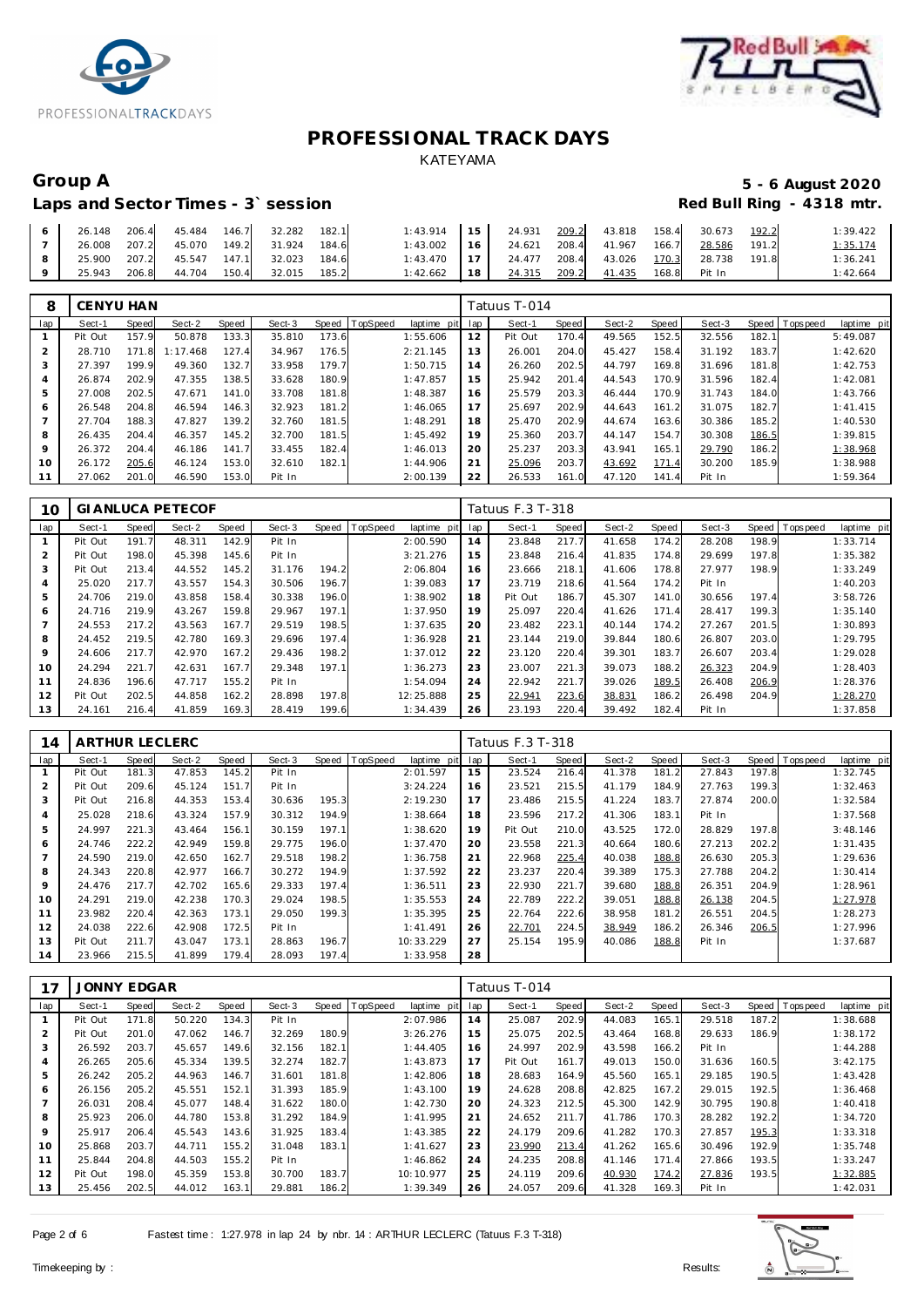# PROFESSIONAL TRACK DAYS

KATEYAMA

## Group A

**5 - 6 August 2020**

### Laps and Sector Times - 3` session

**Red Bull Ring - 4318 mtr.**

| lap | Sect-1 | Speed | Sect-2 | Speed | Sect-3 | Speed | TopSpeed | laptime pit | lap | Sect-1 | Speed | Sect-2 | Speed | Sect-3 | Speed | Topspeed | laptime pit |
|---|---|---|---|---|---|---|---|---|---|---|---|---|---|---|---|---|---|
| 6 | 26.148 | 206.4 | 45.484 | 146.7 | 32.282 | 182.1 | | 1:43.914 | 15 | 24.931 | 209.2 | 43.818 | 158.4 | 30.673 | 192.2 | | 1:39.422 |
| 7 | 26.008 | 207.2 | 45.070 | 149.2 | 31.924 | 184.6 | | 1:43.002 | 16 | 24.621 | 208.4 | 41.967 | 166.7 | 28.586 | 191.2 | | 1:35.174 |
| 8 | 25.900 | 207.2 | 45.547 | 147.1 | 32.023 | 184.6 | | 1:43.470 | 17 | 24.477 | 208.4 | 43.026 | 170.3 | 28.738 | 191.8 | | 1:36.241 |
| 9 | 25.943 | 206.8 | 44.704 | 150.4 | 32.015 | 185.2 | | 1:42.662 | 18 | 24.315 | 209.2 | 41.435 | 168.8 | Pit In | | | 1:42.664 |

**8 CENYU HAN** — Tatuus T-014

| lap | Sect-1 | Speed | Sect-2 | Speed | Sect-3 | Speed | TopSpeed | laptime pit | lap | Sect-1 | Speed | Sect-2 | Speed | Sect-3 | Speed | Topspeed | laptime pit |
|---|---|---|---|---|---|---|---|---|---|---|---|---|---|---|---|---|---|
| 1 | Pit Out | 157.9 | 50.878 | 133.3 | 35.810 | 173.6 | | 1:55.606 | 12 | Pit Out | 170.4 | 49.565 | 152.5 | 32.556 | 182.1 | | 5:49.087 |
| 2 | 28.710 | 171.8 | 1:17.468 | 127.4 | 34.967 | 176.5 | | 2:21.145 | 13 | 26.001 | 204.0 | 45.427 | 158.4 | 31.192 | 183.7 | | 1:42.620 |
| 3 | 27.397 | 199.9 | 49.360 | 132.7 | 33.958 | 179.7 | | 1:50.715 | 14 | 26.260 | 202.5 | 44.797 | 169.8 | 31.696 | 181.8 | | 1:42.753 |
| 4 | 26.874 | 202.9 | 47.355 | 138.5 | 33.628 | 180.9 | | 1:47.857 | 15 | 25.942 | 201.4 | 44.543 | 170.9 | 31.596 | 182.4 | | 1:42.081 |
| 5 | 27.008 | 202.5 | 47.671 | 141.0 | 33.708 | 181.8 | | 1:48.387 | 16 | 25.579 | 203.3 | 46.444 | 170.9 | 31.743 | 184.0 | | 1:43.766 |
| 6 | 26.548 | 204.8 | 46.594 | 146.3 | 32.923 | 181.2 | | 1:46.065 | 17 | 25.697 | 202.9 | 44.643 | 161.2 | 31.075 | 182.7 | | 1:41.415 |
| 7 | 27.704 | 188.3 | 47.827 | 139.2 | 32.760 | 181.5 | | 1:48.291 | 18 | 25.470 | 202.9 | 44.674 | 163.6 | 30.386 | 185.2 | | 1:40.530 |
| 8 | 26.435 | 204.4 | 46.357 | 145.2 | 32.700 | 181.5 | | 1:45.492 | 19 | 25.360 | 203.7 | 44.147 | 154.7 | 30.308 | 186.5 | | 1:39.815 |
| 9 | 26.372 | 204.4 | 46.186 | 141.7 | 33.455 | 182.4 | | 1:46.013 | 20 | 25.237 | 203.3 | 43.941 | 165.1 | 29.790 | 186.2 | | 1:38.968 |
| 10 | 26.172 | 205.6 | 46.124 | 153.0 | 32.610 | 182.1 | | 1:44.906 | 21 | 25.096 | 203.7 | 43.692 | 171.4 | 30.200 | 185.9 | | 1:38.988 |
| 11 | 27.062 | 201.0 | 46.590 | 153.0 | Pit In | | | 2:00.139 | 22 | 26.533 | 161.0 | 47.120 | 141.4 | Pit In | | | 1:59.364 |

**10 GIANLUCA PETECOF** — Tatuus F.3 T-318

| lap | Sect-1 | Speed | Sect-2 | Speed | Sect-3 | Speed | TopSpeed | laptime pit | lap | Sect-1 | Speed | Sect-2 | Speed | Sect-3 | Speed | Topspeed | laptime pit |
|---|---|---|---|---|---|---|---|---|---|---|---|---|---|---|---|---|---|
| 1 | Pit Out | 191.7 | 48.311 | 142.9 | Pit In | | | 2:00.590 | 14 | 23.848 | 217.7 | 41.658 | 174.2 | 28.208 | 198.9 | | 1:33.714 |
| 2 | Pit Out | 198.0 | 45.398 | 145.6 | Pit In | | | 3:21.276 | 15 | 23.848 | 216.4 | 41.835 | 174.8 | 29.699 | 197.8 | | 1:35.382 |
| 3 | Pit Out | 213.4 | 44.552 | 145.2 | 31.176 | 194.2 | | 2:06.804 | 16 | 23.666 | 218.1 | 41.606 | 178.8 | 27.977 | 198.9 | | 1:33.249 |
| 4 | 25.020 | 217.7 | 43.557 | 154.3 | 30.506 | 196.7 | | 1:39.083 | 17 | 23.719 | 218.6 | 41.564 | 174.2 | Pit In | | | 1:40.203 |
| 5 | 24.706 | 219.0 | 43.858 | 158.4 | 30.338 | 196.0 | | 1:38.902 | 18 | Pit Out | 186.7 | 45.307 | 141.0 | 30.656 | 197.4 | | 3:58.726 |
| 6 | 24.716 | 219.9 | 43.267 | 159.8 | 29.967 | 197.1 | | 1:37.950 | 19 | 25.097 | 220.4 | 41.626 | 171.4 | 28.417 | 199.3 | | 1:35.140 |
| 7 | 24.553 | 217.2 | 43.563 | 167.7 | 29.519 | 198.5 | | 1:37.635 | 20 | 23.482 | 223.1 | 40.144 | 174.2 | 27.267 | 201.5 | | 1:30.893 |
| 8 | 24.452 | 219.5 | 42.780 | 169.3 | 29.696 | 197.4 | | 1:36.928 | 21 | 23.144 | 219.0 | 39.844 | 180.6 | 26.807 | 203.0 | | 1:29.795 |
| 9 | 24.606 | 217.7 | 42.970 | 167.2 | 29.436 | 198.2 | | 1:37.012 | 22 | 23.120 | 220.4 | 39.301 | 183.7 | 26.607 | 203.4 | | 1:29.028 |
| 10 | 24.294 | 221.7 | 42.631 | 167.7 | 29.348 | 197.1 | | 1:36.273 | 23 | 23.007 | 221.3 | 39.073 | 188.2 | 26.323 | 204.9 | | 1:28.403 |
| 11 | 24.836 | 196.6 | 47.717 | 155.2 | Pit In | | | 1:54.094 | 24 | 22.942 | 221.7 | 39.026 | 189.5 | 26.408 | 206.9 | | 1:28.376 |
| 12 | Pit Out | 202.5 | 44.858 | 162.2 | 28.898 | 197.8 | | 12:25.888 | 25 | 22.941 | 223.6 | 38.831 | 186.2 | 26.498 | 204.9 | | 1:28.270 |
| 13 | 24.161 | 216.4 | 41.859 | 169.3 | 28.419 | 199.6 | | 1:34.439 | 26 | 23.193 | 220.4 | 39.492 | 182.4 | Pit In | | | 1:37.858 |

**14 ARTHUR LECLERC** — Tatuus F.3 T-318

| lap | Sect-1 | Speed | Sect-2 | Speed | Sect-3 | Speed | TopSpeed | laptime pit | lap | Sect-1 | Speed | Sect-2 | Speed | Sect-3 | Speed | Topspeed | laptime pit |
|---|---|---|---|---|---|---|---|---|---|---|---|---|---|---|---|---|---|
| 1 | Pit Out | 181.3 | 47.853 | 145.2 | Pit In | | | 2:01.597 | 15 | 23.524 | 216.4 | 41.378 | 181.2 | 27.843 | 197.8 | | 1:32.745 |
| 2 | Pit Out | 209.6 | 45.124 | 151.7 | Pit In | | | 3:24.224 | 16 | 23.521 | 215.5 | 41.179 | 184.9 | 27.763 | 199.3 | | 1:32.463 |
| 3 | Pit Out | 216.8 | 44.353 | 153.4 | 30.636 | 195.3 | | 2:19.230 | 17 | 23.486 | 215.5 | 41.224 | 183.7 | 27.874 | 200.0 | | 1:32.584 |
| 4 | 25.028 | 218.6 | 43.324 | 157.9 | 30.312 | 194.9 | | 1:38.664 | 18 | 23.596 | 217.2 | 41.306 | 183.1 | Pit In | | | 1:37.568 |
| 5 | 24.997 | 221.3 | 43.464 | 156.1 | 30.159 | 197.1 | | 1:38.620 | 19 | Pit Out | 210.0 | 43.525 | 172.0 | 28.829 | 197.8 | | 3:48.146 |
| 6 | 24.746 | 222.2 | 42.949 | 159.8 | 29.775 | 196.0 | | 1:37.470 | 20 | 23.558 | 221.3 | 40.664 | 180.6 | 27.213 | 202.2 | | 1:31.435 |
| 7 | 24.590 | 219.0 | 42.650 | 162.7 | 29.518 | 198.2 | | 1:36.758 | 21 | 22.968 | 225.4 | 40.038 | 188.8 | 26.630 | 205.3 | | 1:29.636 |
| 8 | 24.343 | 220.8 | 42.977 | 166.7 | 30.272 | 194.9 | | 1:37.592 | 22 | 23.237 | 220.4 | 39.389 | 175.3 | 27.788 | 204.2 | | 1:30.414 |
| 9 | 24.476 | 217.7 | 42.702 | 165.6 | 29.333 | 197.4 | | 1:36.511 | 23 | 22.930 | 221.7 | 39.680 | 188.8 | 26.351 | 204.9 | | 1:28.961 |
| 10 | 24.291 | 219.0 | 42.238 | 170.3 | 29.024 | 198.5 | | 1:35.553 | 24 | 22.789 | 222.2 | 39.051 | 188.8 | 26.138 | 204.5 | | 1:27.978 |
| 11 | 23.982 | 220.4 | 42.363 | 173.1 | 29.050 | 199.3 | | 1:35.395 | 25 | 22.764 | 222.6 | 38.958 | 181.2 | 26.551 | 204.5 | | 1:28.273 |
| 12 | 24.038 | 222.6 | 42.908 | 172.5 | Pit In | | | 1:41.491 | 26 | 22.701 | 224.5 | 38.949 | 186.2 | 26.346 | 206.5 | | 1:27.996 |
| 13 | Pit Out | 211.7 | 43.047 | 173.1 | 28.863 | 196.7 | | 10:33.229 | 27 | 25.154 | 195.9 | 40.086 | 188.8 | Pit In | | | 1:37.687 |
| 14 | 23.966 | 215.5 | 41.899 | 179.4 | 28.093 | 197.4 | | 1:33.958 | 28 | | | | | | | | |

**17 JONNY EDGAR** — Tatuus T-014

| lap | Sect-1 | Speed | Sect-2 | Speed | Sect-3 | Speed | TopSpeed | laptime pit | lap | Sect-1 | Speed | Sect-2 | Speed | Sect-3 | Speed | Topspeed | laptime pit |
|---|---|---|---|---|---|---|---|---|---|---|---|---|---|---|---|---|---|
| 1 | Pit Out | 171.8 | 50.220 | 134.3 | Pit In | | | 2:07.986 | 14 | 25.087 | 202.9 | 44.083 | 165.1 | 29.518 | 187.2 | | 1:38.688 |
| 2 | Pit Out | 201.0 | 47.062 | 146.7 | 32.269 | 180.9 | | 3:26.276 | 15 | 25.075 | 202.5 | 43.464 | 168.8 | 29.633 | 186.9 | | 1:38.172 |
| 3 | 26.592 | 203.7 | 45.657 | 149.6 | 32.156 | 182.1 | | 1:44.405 | 16 | 24.997 | 202.9 | 43.598 | 166.2 | Pit In | | | 1:44.288 |
| 4 | 26.265 | 205.6 | 45.334 | 139.5 | 32.274 | 182.7 | | 1:43.873 | 17 | Pit Out | 161.7 | 49.013 | 150.0 | 31.636 | 160.5 | | 3:42.175 |
| 5 | 26.242 | 205.2 | 44.963 | 146.7 | 31.601 | 181.8 | | 1:42.806 | 18 | 28.683 | 164.9 | 45.560 | 165.1 | 29.185 | 190.5 | | 1:43.428 |
| 6 | 26.156 | 205.2 | 45.551 | 152.1 | 31.393 | 185.9 | | 1:43.100 | 19 | 24.628 | 208.8 | 42.825 | 167.2 | 29.015 | 192.5 | | 1:36.468 |
| 7 | 26.031 | 208.4 | 45.077 | 148.4 | 31.622 | 180.0 | | 1:42.730 | 20 | 24.323 | 212.5 | 45.300 | 142.9 | 30.795 | 190.8 | | 1:40.418 |
| 8 | 25.923 | 206.0 | 44.780 | 153.8 | 31.292 | 184.9 | | 1:41.995 | 21 | 24.652 | 211.7 | 41.786 | 170.3 | 28.282 | 192.2 | | 1:34.720 |
| 9 | 25.917 | 206.4 | 45.543 | 143.6 | 31.925 | 183.4 | | 1:43.385 | 22 | 24.179 | 209.6 | 41.282 | 170.3 | 27.857 | 195.3 | | 1:33.318 |
| 10 | 25.868 | 203.7 | 44.711 | 155.2 | 31.048 | 183.1 | | 1:41.627 | 23 | 23.990 | 213.4 | 41.262 | 165.6 | 30.496 | 192.9 | | 1:35.748 |
| 11 | 25.844 | 204.8 | 44.503 | 155.2 | Pit In | | | 1:46.862 | 24 | 24.235 | 208.8 | 41.146 | 171.4 | 27.866 | 193.5 | | 1:33.247 |
| 12 | Pit Out | 198.0 | 45.359 | 153.8 | 30.700 | 183.7 | | 10:10.977 | 25 | 24.119 | 209.6 | 40.930 | 174.2 | 27.836 | 193.5 | | 1:32.885 |
| 13 | 25.456 | 202.5 | 44.012 | 163.1 | 29.881 | 186.2 | | 1:39.349 | 26 | 24.057 | 209.6 | 41.328 | 169.3 | Pit In | | | 1:42.031 |

Fastest time : 1:27.978 in lap 24 by nbr. 14 : ARTHUR LECLERC (Tatuus F.3 T-318)

Timekeeping by : Results: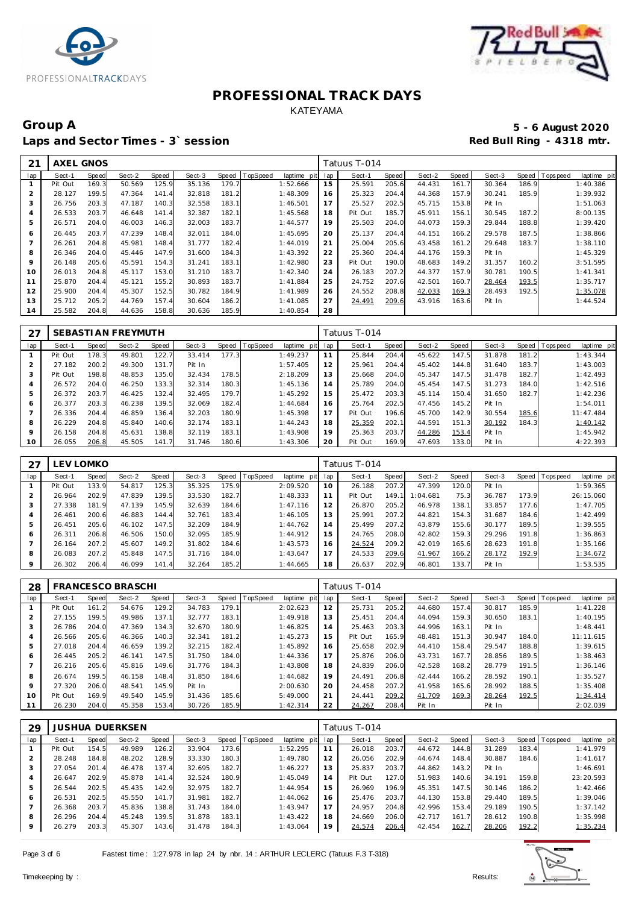# PROFESSIONAL TRACK DAYS

KATEYAMA

**Group A** **5 - 6 August 2020**

**Laps and Sector Times - 3` session** **Red Bull Ring - 4318 mtr.**

| 21 | AXEL GNOS | | | | | | | | Tatuus T-014 | | | | | | | | |
|---|---|---|---|---|---|---|---|---|---|---|---|---|---|---|---|---|---|
| lap | Sect-1 | Speed | Sect-2 | Speed | Sect-3 | Speed | TopSpeed | laptime pit | lap | Sect-1 | Speed | Sect-2 | Speed | Sect-3 | Speed | Topspeed | laptime pit |
| 1 | Pit Out | 169.3 | 50.569 | 125.9 | 35.136 | 179.7 | | 1:52.666 | 15 | 25.591 | 205.6 | 44.431 | 161.7 | 30.364 | 186.9 | | 1:40.386 |
| 2 | 28.127 | 199.5 | 47.364 | 141.4 | 32.818 | 181.2 | | 1:48.309 | 16 | 25.323 | 204.4 | 44.368 | 157.9 | 30.241 | 185.9 | | 1:39.932 |
| 3 | 26.756 | 203.3 | 47.187 | 140.3 | 32.558 | 183.1 | | 1:46.501 | 17 | 25.527 | 202.5 | 45.715 | 153.8 | Pit In | | | 1:51.063 |
| 4 | 26.533 | 203.7 | 46.648 | 141.4 | 32.387 | 182.1 | | 1:45.568 | 18 | Pit Out | 185.7 | 45.911 | 156.1 | 30.545 | 187.2 | | 8:00.135 |
| 5 | 26.571 | 204.0 | 46.003 | 146.3 | 32.003 | 183.7 | | 1:44.577 | 19 | 25.503 | 204.0 | 44.073 | 159.3 | 29.844 | 188.8 | | 1:39.420 |
| 6 | 26.445 | 203.7 | 47.239 | 148.4 | 32.011 | 184.0 | | 1:45.695 | 20 | 25.137 | 204.4 | 44.151 | 166.2 | 29.578 | 187.5 | | 1:38.866 |
| 7 | 26.261 | 204.8 | 45.981 | 148.4 | 31.777 | 182.4 | | 1:44.019 | 21 | 25.004 | 205.6 | 43.458 | 161.2 | 29.648 | 183.7 | | 1:38.110 |
| 8 | 26.346 | 204.0 | 45.446 | 147.9 | 31.600 | 184.3 | | 1:43.392 | 22 | 25.360 | 204.4 | 44.176 | 159.3 | Pit In | | | 1:45.329 |
| 9 | 26.148 | 205.6 | 45.591 | 154.3 | 31.241 | 183.1 | | 1:42.980 | 23 | Pit Out | 190.0 | 48.683 | 149.2 | 31.357 | 160.2 | | 3:51.595 |
| 10 | 26.013 | 204.8 | 45.117 | 153.0 | 31.210 | 183.7 | | 1:42.340 | 24 | 26.183 | 207.2 | 44.377 | 157.9 | 30.781 | 190.5 | | 1:41.341 |
| 11 | 25.870 | 204.4 | 45.121 | 155.2 | 30.893 | 183.7 | | 1:41.884 | 25 | 24.752 | 207.6 | 42.501 | 160.7 | 28.464 | 193.5 | | 1:35.717 |
| 12 | 25.900 | 204.4 | 45.307 | 152.5 | 30.782 | 184.9 | | 1:41.989 | 26 | 24.552 | 208.8 | 42.033 | 169.3 | 28.493 | 192.5 | | 1:35.078 |
| 13 | 25.712 | 205.2 | 44.769 | 157.4 | 30.604 | 186.2 | | 1:41.085 | 27 | 24.491 | 209.6 | 43.916 | 163.6 | Pit In | | | 1:44.524 |
| 14 | 25.582 | 204.8 | 44.636 | 158.8 | 30.636 | 185.9 | | 1:40.854 | 28 | | | | | | | | |

| 27 | SEBASTIAN FREYMUTH | | | | | | | | Tatuus T-014 | | | | | | | | |
|---|---|---|---|---|---|---|---|---|---|---|---|---|---|---|---|---|---|
| lap | Sect-1 | Speed | Sect-2 | Speed | Sect-3 | Speed | TopSpeed | laptime pit | lap | Sect-1 | Speed | Sect-2 | Speed | Sect-3 | Speed | Topspeed | laptime pit |
| 1 | Pit Out | 178.3 | 49.801 | 122.7 | 33.414 | 177.3 | | 1:49.237 | 11 | 25.844 | 204.4 | 45.622 | 147.5 | 31.878 | 181.2 | | 1:43.344 |
| 2 | 27.182 | 200.2 | 49.300 | 131.7 | Pit In | | | 1:57.405 | 12 | 25.961 | 204.4 | 45.402 | 144.8 | 31.640 | 183.7 | | 1:43.003 |
| 3 | Pit Out | 198.8 | 48.853 | 135.0 | 32.434 | 178.5 | | 2:18.209 | 13 | 25.668 | 204.0 | 45.347 | 147.5 | 31.478 | 182.7 | | 1:42.493 |
| 4 | 26.572 | 204.0 | 46.250 | 133.3 | 32.314 | 180.3 | | 1:45.136 | 14 | 25.789 | 204.0 | 45.454 | 147.5 | 31.273 | 184.0 | | 1:42.516 |
| 5 | 26.372 | 203.7 | 46.425 | 132.4 | 32.495 | 179.7 | | 1:45.292 | 15 | 25.472 | 203.3 | 45.114 | 150.4 | 31.650 | 182.7 | | 1:42.236 |
| 6 | 26.377 | 203.3 | 46.238 | 139.5 | 32.069 | 182.4 | | 1:44.684 | 16 | 25.764 | 202.5 | 47.456 | 145.2 | Pit In | | | 1:54.011 |
| 7 | 26.336 | 204.4 | 46.859 | 136.4 | 32.203 | 180.9 | | 1:45.398 | 17 | Pit Out | 196.6 | 45.700 | 142.9 | 30.554 | 185.6 | | 11:47.484 |
| 8 | 26.229 | 204.8 | 45.840 | 140.6 | 32.174 | 183.1 | | 1:44.243 | 18 | 25.359 | 202.1 | 44.591 | 151.3 | 30.192 | 184.3 | | 1:40.142 |
| 9 | 26.158 | 204.8 | 45.631 | 138.8 | 32.119 | 183.1 | | 1:43.908 | 19 | 25.363 | 203.7 | 44.286 | 153.4 | Pit In | | | 1:45.942 |
| 10 | 26.055 | 206.8 | 45.505 | 141.7 | 31.746 | 180.6 | | 1:43.306 | 20 | Pit Out | 169.9 | 47.693 | 133.0 | Pit In | | | 4:22.393 |

| 27 | LEV LOMKO | | | | | | | | Tatuus T-014 | | | | | | | | |
|---|---|---|---|---|---|---|---|---|---|---|---|---|---|---|---|---|---|
| lap | Sect-1 | Speed | Sect-2 | Speed | Sect-3 | Speed | TopSpeed | laptime pit | lap | Sect-1 | Speed | Sect-2 | Speed | Sect-3 | Speed | Topspeed | laptime pit |
| 1 | Pit Out | 133.9 | 54.817 | 125.3 | 35.325 | 175.9 | | 2:09.520 | 10 | 26.188 | 207.2 | 47.399 | 120.0 | Pit In | | | 1:59.365 |
| 2 | 26.964 | 202.9 | 47.839 | 139.5 | 33.530 | 182.7 | | 1:48.333 | 11 | Pit Out | 149.1 | 1:04.681 | 75.3 | 36.787 | 173.9 | | 26:15.060 |
| 3 | 27.338 | 181.9 | 47.139 | 145.9 | 32.639 | 184.6 | | 1:47.116 | 12 | 26.870 | 205.2 | 46.978 | 138.1 | 33.857 | 177.6 | | 1:47.705 |
| 4 | 26.461 | 200.6 | 46.883 | 144.4 | 32.761 | 183.4 | | 1:46.105 | 13 | 25.991 | 207.2 | 44.821 | 154.3 | 31.687 | 184.6 | | 1:42.499 |
| 5 | 26.451 | 205.6 | 46.102 | 147.5 | 32.209 | 184.9 | | 1:44.762 | 14 | 25.499 | 207.2 | 43.879 | 155.6 | 30.177 | 189.5 | | 1:39.555 |
| 6 | 26.311 | 206.8 | 46.506 | 150.0 | 32.095 | 185.9 | | 1:44.912 | 15 | 24.765 | 208.0 | 42.802 | 159.3 | 29.296 | 191.8 | | 1:36.863 |
| 7 | 26.164 | 207.2 | 45.607 | 149.2 | 31.802 | 184.6 | | 1:43.573 | 16 | 24.524 | 209.2 | 42.019 | 165.6 | 28.623 | 191.8 | | 1:35.166 |
| 8 | 26.083 | 207.2 | 45.848 | 147.5 | 31.716 | 184.0 | | 1:43.647 | 17 | 24.533 | 209.6 | 41.967 | 166.2 | 28.172 | 192.9 | | 1:34.672 |
| 9 | 26.302 | 206.4 | 46.099 | 141.4 | 32.264 | 185.2 | | 1:44.665 | 18 | 26.637 | 202.9 | 46.801 | 133.7 | Pit In | | | 1:53.535 |

| 28 | FRANCESCO BRASCHI | | | | | | | | Tatuus T-014 | | | | | | | | |
|---|---|---|---|---|---|---|---|---|---|---|---|---|---|---|---|---|---|
| lap | Sect-1 | Speed | Sect-2 | Speed | Sect-3 | Speed | TopSpeed | laptime pit | lap | Sect-1 | Speed | Sect-2 | Speed | Sect-3 | Speed | Topspeed | laptime pit |
| 1 | Pit Out | 161.2 | 54.676 | 129.2 | 34.783 | 179.1 | | 2:02.623 | 12 | 25.731 | 205.2 | 44.680 | 157.4 | 30.817 | 185.9 | | 1:41.228 |
| 2 | 27.155 | 199.5 | 49.986 | 137.1 | 32.777 | 183.1 | | 1:49.918 | 13 | 25.451 | 204.4 | 44.094 | 159.3 | 30.650 | 183.1 | | 1:40.195 |
| 3 | 26.786 | 204.0 | 47.369 | 134.3 | 32.670 | 180.9 | | 1:46.825 | 14 | 25.463 | 203.3 | 44.996 | 163.1 | Pit In | | | 1:48.441 |
| 4 | 26.566 | 205.6 | 46.366 | 140.3 | 32.341 | 181.2 | | 1:45.273 | 15 | Pit Out | 165.9 | 48.481 | 151.3 | 30.947 | 184.0 | | 11:11.615 |
| 5 | 27.018 | 204.4 | 46.659 | 139.2 | 32.215 | 182.4 | | 1:45.892 | 16 | 25.658 | 202.9 | 44.410 | 158.4 | 29.547 | 188.8 | | 1:39.615 |
| 6 | 26.445 | 205.2 | 46.141 | 147.5 | 31.750 | 184.0 | | 1:44.336 | 17 | 25.876 | 206.0 | 43.731 | 167.7 | 28.856 | 189.5 | | 1:38.463 |
| 7 | 26.216 | 205.6 | 45.816 | 149.6 | 31.776 | 184.3 | | 1:43.808 | 18 | 24.839 | 206.0 | 42.528 | 168.2 | 28.779 | 191.5 | | 1:36.146 |
| 8 | 26.674 | 199.5 | 46.158 | 148.4 | 31.850 | 184.6 | | 1:44.682 | 19 | 24.491 | 206.8 | 42.444 | 166.2 | 28.592 | 190.1 | | 1:35.527 |
| 9 | 27.320 | 206.0 | 48.541 | 145.9 | Pit In | | | 2:00.630 | 20 | 24.458 | 207.2 | 41.958 | 165.6 | 28.992 | 188.5 | | 1:35.408 |
| 10 | Pit Out | 169.9 | 49.540 | 145.9 | 31.436 | 185.6 | | 5:49.000 | 21 | 24.441 | 209.2 | 41.709 | 169.3 | 28.264 | 192.5 | | 1:34.414 |
| 11 | 26.230 | 204.0 | 45.358 | 153.4 | 30.726 | 185.9 | | 1:42.314 | 22 | 24.267 | 208.4 | Pit In | | Pit In | | | 2:02.039 |

| 29 | JUSHUA DUERKSEN | | | | | | | | Tatuus T-014 | | | | | | | | |
|---|---|---|---|---|---|---|---|---|---|---|---|---|---|---|---|---|---|
| lap | Sect-1 | Speed | Sect-2 | Speed | Sect-3 | Speed | TopSpeed | laptime pit | lap | Sect-1 | Speed | Sect-2 | Speed | Sect-3 | Speed | Topspeed | laptime pit |
| 1 | Pit Out | 154.5 | 49.989 | 126.2 | 33.904 | 173.6 | | 1:52.295 | 11 | 26.018 | 203.7 | 44.672 | 144.8 | 31.289 | 183.4 | | 1:41.979 |
| 2 | 28.248 | 184.8 | 48.202 | 128.9 | 33.330 | 180.3 | | 1:49.780 | 12 | 26.056 | 202.9 | 44.674 | 148.4 | 30.887 | 184.6 | | 1:41.617 |
| 3 | 27.054 | 201.4 | 46.478 | 137.4 | 32.695 | 182.7 | | 1:46.227 | 13 | 25.837 | 203.7 | 44.862 | 143.2 | Pit In | | | 1:46.691 |
| 4 | 26.647 | 202.9 | 45.878 | 141.4 | 32.524 | 180.9 | | 1:45.049 | 14 | Pit Out | 127.0 | 51.983 | 140.6 | 34.191 | 159.8 | | 23:20.593 |
| 5 | 26.544 | 202.5 | 45.435 | 142.9 | 32.975 | 182.7 | | 1:44.954 | 15 | 26.969 | 196.9 | 45.351 | 147.5 | 30.146 | 186.2 | | 1:42.466 |
| 6 | 26.531 | 202.5 | 45.550 | 141.7 | 31.981 | 182.7 | | 1:44.062 | 16 | 25.476 | 203.7 | 44.130 | 153.8 | 29.440 | 189.5 | | 1:39.046 |
| 7 | 26.368 | 203.7 | 45.836 | 138.8 | 31.743 | 184.0 | | 1:43.947 | 17 | 24.957 | 204.8 | 42.996 | 153.4 | 29.189 | 190.5 | | 1:37.142 |
| 8 | 26.296 | 204.4 | 45.248 | 139.5 | 31.878 | 183.1 | | 1:43.422 | 18 | 24.669 | 206.0 | 42.717 | 161.7 | 28.612 | 190.8 | | 1:35.998 |
| 9 | 26.279 | 203.3 | 45.307 | 143.6 | 31.478 | 184.3 | | 1:43.064 | 19 | 24.574 | 206.4 | 42.454 | 162.7 | 28.206 | 192.2 | | 1:35.234 |

Fastest time : 1:27.978 in lap 24 by nbr. 14 : ARTHUR LECLERC (Tatuus F.3 T-318)

Timekeeping by : Results: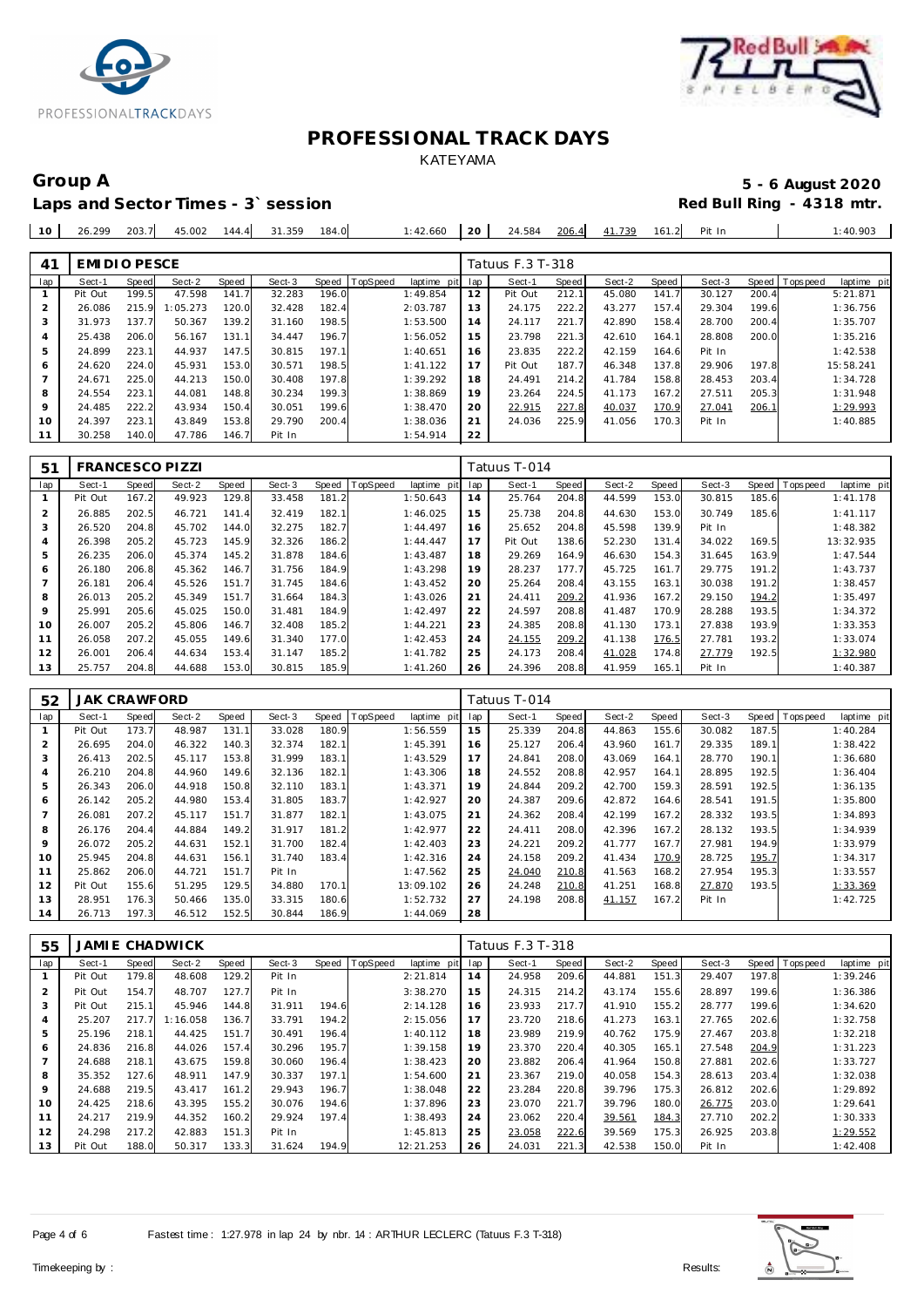# PROFESSIONAL TRACK DAYS

KATEYAMA

**Group A** **5 - 6 August 2020**

**Laps and Sector Times - 3` session** **Red Bull Ring - 4318 mtr.**

| 10 | 26.299 | 203.7 | 45.002 | 144.4 | 31.359 | 184.0 | | 1:42.660 | 20 | 24.584 | 206.4 | 41.739 | 161.2 | Pit In | | | 1:40.903 |
|---|---|---|---|---|---|---|---|---|---|---|---|---|---|---|---|---|---|

| 41 | EMIDIO PESCE | | | | | | | | Tatuus F.3 T-318 | | | | | | | | |
|---|---|---|---|---|---|---|---|---|---|---|---|---|---|---|---|---|---|
| lap | Sect-1 | Speed | Sect-2 | Speed | Sect-3 | Speed | TopSpeed | laptime pit | lap | Sect-1 | Speed | Sect-2 | Speed | Sect-3 | Speed | Topspeed | laptime pit |
| 1 | Pit Out | 199.5 | 47.598 | 141.7 | 32.283 | 196.0 | | 1:49.854 | 12 | Pit Out | 212.1 | 45.080 | 141.7 | 30.127 | 200.4 | | 5:21.871 |
| 2 | 26.086 | 215.9 | 1:05.273 | 120.0 | 32.428 | 182.4 | | 2:03.787 | 13 | 24.175 | 222.2 | 43.277 | 157.4 | 29.304 | 199.6 | | 1:36.756 |
| 3 | 31.973 | 137.7 | 50.367 | 139.2 | 31.160 | 198.5 | | 1:53.500 | 14 | 24.117 | 221.7 | 42.890 | 158.4 | 28.700 | 200.4 | | 1:35.707 |
| 4 | 25.438 | 206.0 | 56.167 | 131.1 | 34.447 | 196.7 | | 1:56.052 | 15 | 23.798 | 221.3 | 42.610 | 164.1 | 28.808 | 200.0 | | 1:35.216 |
| 5 | 24.899 | 223.1 | 44.937 | 147.5 | 30.815 | 197.1 | | 1:40.651 | 16 | 23.835 | 222.2 | 42.159 | 164.6 | Pit In | | | 1:42.538 |
| 6 | 24.620 | 224.0 | 45.931 | 153.0 | 30.571 | 198.5 | | 1:41.122 | 17 | Pit Out | 187.7 | 46.348 | 137.8 | 29.906 | 197.8 | | 15:58.241 |
| 7 | 24.671 | 225.0 | 44.213 | 150.0 | 30.408 | 197.8 | | 1:39.292 | 18 | 24.491 | 214.2 | 41.784 | 158.8 | 28.453 | 203.4 | | 1:34.728 |
| 8 | 24.554 | 223.1 | 44.081 | 148.8 | 30.234 | 199.3 | | 1:38.869 | 19 | 23.264 | 224.5 | 41.173 | 167.2 | 27.511 | 205.3 | | 1:31.948 |
| 9 | 24.485 | 222.2 | 43.934 | 150.4 | 30.051 | 199.6 | | 1:38.470 | 20 | 22.915 | 227.8 | 40.037 | 170.9 | 27.041 | 206.1 | | 1:29.993 |
| 10 | 24.397 | 223.1 | 43.849 | 153.8 | 29.790 | 200.4 | | 1:38.036 | 21 | 24.036 | 225.9 | 41.056 | 170.3 | Pit In | | | 1:40.885 |
| 11 | 30.258 | 140.0 | 47.786 | 146.7 | Pit In | | | 1:54.914 | 22 | | | | | | | | |

| 51 | FRANCESCO PIZZI | | | | | | | | Tatuus T-014 | | | | | | | | |
|---|---|---|---|---|---|---|---|---|---|---|---|---|---|---|---|---|---|
| lap | Sect-1 | Speed | Sect-2 | Speed | Sect-3 | Speed | TopSpeed | laptime pit | lap | Sect-1 | Speed | Sect-2 | Speed | Sect-3 | Speed | Topspeed | laptime pit |
| 1 | Pit Out | 167.2 | 49.923 | 129.8 | 33.458 | 181.2 | | 1:50.643 | 14 | 25.764 | 204.8 | 44.599 | 153.0 | 30.815 | 185.6 | | 1:41.178 |
| 2 | 26.885 | 202.5 | 46.721 | 141.4 | 32.419 | 182.1 | | 1:46.025 | 15 | 25.738 | 204.8 | 44.630 | 153.0 | 30.749 | 185.6 | | 1:41.117 |
| 3 | 26.520 | 204.8 | 45.702 | 144.0 | 32.275 | 182.7 | | 1:44.497 | 16 | 25.652 | 204.8 | 45.598 | 139.9 | Pit In | | | 1:48.382 |
| 4 | 26.398 | 205.2 | 45.723 | 145.9 | 32.326 | 186.2 | | 1:44.447 | 17 | Pit Out | 138.6 | 52.230 | 131.4 | 34.022 | 169.5 | | 13:32.935 |
| 5 | 26.235 | 206.0 | 45.374 | 145.2 | 31.878 | 184.6 | | 1:43.487 | 18 | 29.269 | 164.9 | 46.630 | 154.3 | 31.645 | 163.9 | | 1:47.544 |
| 6 | 26.180 | 206.8 | 45.362 | 146.7 | 31.756 | 184.9 | | 1:43.298 | 19 | 28.237 | 177.7 | 45.725 | 161.7 | 29.775 | 191.2 | | 1:43.737 |
| 7 | 26.181 | 206.4 | 45.526 | 151.7 | 31.745 | 184.6 | | 1:43.452 | 20 | 25.264 | 208.4 | 43.155 | 163.1 | 30.038 | 191.2 | | 1:38.457 |
| 8 | 26.013 | 205.2 | 45.349 | 151.7 | 31.664 | 184.3 | | 1:43.026 | 21 | 24.411 | 209.2 | 41.936 | 167.2 | 29.150 | 194.2 | | 1:35.497 |
| 9 | 25.991 | 205.6 | 45.025 | 150.0 | 31.481 | 184.9 | | 1:42.497 | 22 | 24.597 | 208.8 | 41.487 | 170.9 | 28.288 | 193.5 | | 1:34.372 |
| 10 | 26.007 | 205.2 | 45.806 | 146.7 | 32.408 | 185.2 | | 1:44.221 | 23 | 24.385 | 208.8 | 41.130 | 173.1 | 27.838 | 193.9 | | 1:33.353 |
| 11 | 26.058 | 207.2 | 45.055 | 149.6 | 31.340 | 177.0 | | 1:42.453 | 24 | 24.155 | 209.2 | 41.138 | 176.5 | 27.781 | 193.2 | | 1:33.074 |
| 12 | 26.001 | 206.4 | 44.634 | 153.4 | 31.147 | 185.2 | | 1:41.782 | 25 | 24.173 | 208.4 | 41.028 | 174.8 | 27.779 | 192.5 | | 1:32.980 |
| 13 | 25.757 | 204.8 | 44.688 | 153.0 | 30.815 | 185.9 | | 1:41.260 | 26 | 24.396 | 208.8 | 41.959 | 165.1 | Pit In | | | 1:40.387 |

| 52 | JAK CRAWFORD | | | | | | | | Tatuus T-014 | | | | | | | | |
|---|---|---|---|---|---|---|---|---|---|---|---|---|---|---|---|---|---|
| lap | Sect-1 | Speed | Sect-2 | Speed | Sect-3 | Speed | TopSpeed | laptime pit | lap | Sect-1 | Speed | Sect-2 | Speed | Sect-3 | Speed | Topspeed | laptime pit |
| 1 | Pit Out | 173.7 | 48.987 | 131.1 | 33.028 | 180.9 | | 1:56.559 | 15 | 25.339 | 204.8 | 44.863 | 155.6 | 30.082 | 187.5 | | 1:40.284 |
| 2 | 26.695 | 204.0 | 46.322 | 140.3 | 32.374 | 182.1 | | 1:45.391 | 16 | 25.127 | 206.4 | 43.960 | 161.7 | 29.335 | 189.1 | | 1:38.422 |
| 3 | 26.413 | 202.5 | 45.117 | 153.8 | 31.999 | 183.1 | | 1:43.529 | 17 | 24.841 | 208.0 | 43.069 | 164.1 | 28.770 | 190.1 | | 1:36.680 |
| 4 | 26.210 | 204.8 | 44.960 | 149.6 | 32.136 | 182.1 | | 1:43.306 | 18 | 24.552 | 208.8 | 42.957 | 164.1 | 28.895 | 192.5 | | 1:36.404 |
| 5 | 26.343 | 206.0 | 44.918 | 150.8 | 32.110 | 183.1 | | 1:43.371 | 19 | 24.844 | 209.2 | 42.700 | 159.3 | 28.591 | 192.5 | | 1:36.135 |
| 6 | 26.142 | 205.2 | 44.980 | 153.4 | 31.805 | 183.7 | | 1:42.927 | 20 | 24.387 | 209.6 | 42.872 | 164.6 | 28.541 | 191.5 | | 1:35.800 |
| 7 | 26.081 | 207.2 | 45.117 | 151.7 | 31.877 | 182.1 | | 1:43.075 | 21 | 24.362 | 208.4 | 42.199 | 167.2 | 28.332 | 193.5 | | 1:34.893 |
| 8 | 26.176 | 204.4 | 44.884 | 149.2 | 31.917 | 181.2 | | 1:42.977 | 22 | 24.411 | 208.0 | 42.396 | 167.2 | 28.132 | 193.5 | | 1:34.939 |
| 9 | 26.072 | 205.2 | 44.631 | 152.1 | 31.700 | 182.4 | | 1:42.403 | 23 | 24.221 | 209.2 | 41.777 | 167.7 | 27.981 | 194.9 | | 1:33.979 |
| 10 | 25.945 | 204.8 | 44.631 | 156.1 | 31.740 | 183.4 | | 1:42.316 | 24 | 24.158 | 209.2 | 41.434 | 170.9 | 28.725 | 195.7 | | 1:34.317 |
| 11 | 25.862 | 206.0 | 44.721 | 151.7 | Pit In | | | 1:47.562 | 25 | 24.040 | 210.8 | 41.563 | 168.2 | 27.954 | 195.3 | | 1:33.557 |
| 12 | Pit Out | 155.6 | 51.295 | 129.5 | 34.880 | 170.1 | | 13:09.102 | 26 | 24.248 | 210.8 | 41.251 | 168.8 | 27.870 | 193.5 | | 1:33.369 |
| 13 | 28.951 | 176.3 | 50.466 | 135.0 | 33.315 | 180.6 | | 1:52.732 | 27 | 24.198 | 208.8 | 41.157 | 167.2 | Pit In | | | 1:42.725 |
| 14 | 26.713 | 197.3 | 46.512 | 152.5 | 30.844 | 186.9 | | 1:44.069 | 28 | | | | | | | | |

| 55 | JAMIE CHADWICK | | | | | | | | Tatuus F.3 T-318 | | | | | | | | |
|---|---|---|---|---|---|---|---|---|---|---|---|---|---|---|---|---|---|
| lap | Sect-1 | Speed | Sect-2 | Speed | Sect-3 | Speed | TopSpeed | laptime pit | lap | Sect-1 | Speed | Sect-2 | Speed | Sect-3 | Speed | Topspeed | laptime pit |
| 1 | Pit Out | 179.8 | 48.608 | 129.2 | Pit In | | | 2:21.814 | 14 | 24.958 | 209.6 | 44.881 | 151.3 | 29.407 | 197.8 | | 1:39.246 |
| 2 | Pit Out | 154.7 | 48.707 | 127.7 | Pit In | | | 3:38.270 | 15 | 24.315 | 214.2 | 43.174 | 155.6 | 28.897 | 199.6 | | 1:36.386 |
| 3 | Pit Out | 215.1 | 45.946 | 144.8 | 31.911 | 194.6 | | 2:14.128 | 16 | 23.933 | 217.7 | 41.910 | 155.2 | 28.777 | 199.6 | | 1:34.620 |
| 4 | 25.207 | 217.7 | 1:16.058 | 136.7 | 33.791 | 194.2 | | 2:15.056 | 17 | 23.720 | 218.6 | 41.273 | 163.1 | 27.765 | 202.6 | | 1:32.758 |
| 5 | 25.196 | 218.1 | 44.425 | 151.7 | 30.491 | 196.4 | | 1:40.112 | 18 | 23.989 | 219.9 | 40.762 | 175.9 | 27.467 | 203.8 | | 1:32.218 |
| 6 | 24.836 | 216.8 | 44.026 | 157.4 | 30.296 | 195.7 | | 1:39.158 | 19 | 23.370 | 220.4 | 40.305 | 165.1 | 27.548 | 204.9 | | 1:31.223 |
| 7 | 24.688 | 218.1 | 43.675 | 159.8 | 30.060 | 196.4 | | 1:38.423 | 20 | 23.882 | 206.4 | 41.964 | 150.8 | 27.881 | 202.6 | | 1:33.727 |
| 8 | 35.352 | 127.6 | 48.911 | 147.9 | 30.337 | 197.1 | | 1:54.600 | 21 | 23.367 | 219.0 | 40.058 | 154.3 | 28.613 | 203.4 | | 1:32.038 |
| 9 | 24.688 | 219.5 | 43.417 | 161.2 | 29.943 | 196.7 | | 1:38.048 | 22 | 23.284 | 220.8 | 39.796 | 175.3 | 26.812 | 202.6 | | 1:29.892 |
| 10 | 24.425 | 218.6 | 43.395 | 155.2 | 30.076 | 194.6 | | 1:37.896 | 23 | 23.070 | 221.7 | 39.796 | 180.0 | 26.775 | 203.0 | | 1:29.641 |
| 11 | 24.217 | 219.9 | 44.352 | 160.2 | 29.924 | 197.4 | | 1:38.493 | 24 | 23.062 | 220.4 | 39.561 | 184.3 | 27.710 | 202.2 | | 1:30.333 |
| 12 | 24.298 | 217.2 | 42.883 | 151.3 | Pit In | | | 1:45.813 | 25 | 23.058 | 222.6 | 39.569 | 175.3 | 26.925 | 203.8 | | 1:29.552 |
| 13 | Pit Out | 188.0 | 50.317 | 133.3 | 31.624 | 194.9 | | 12:21.253 | 26 | 24.031 | 221.3 | 42.538 | 150.0 | Pit In | | | 1:42.408 |

Fastest time : 1:27.978 in lap 24 by nbr. 14 : ARTHUR LECLERC (Tatuus F.3 T-318)

Timekeeping by : Results: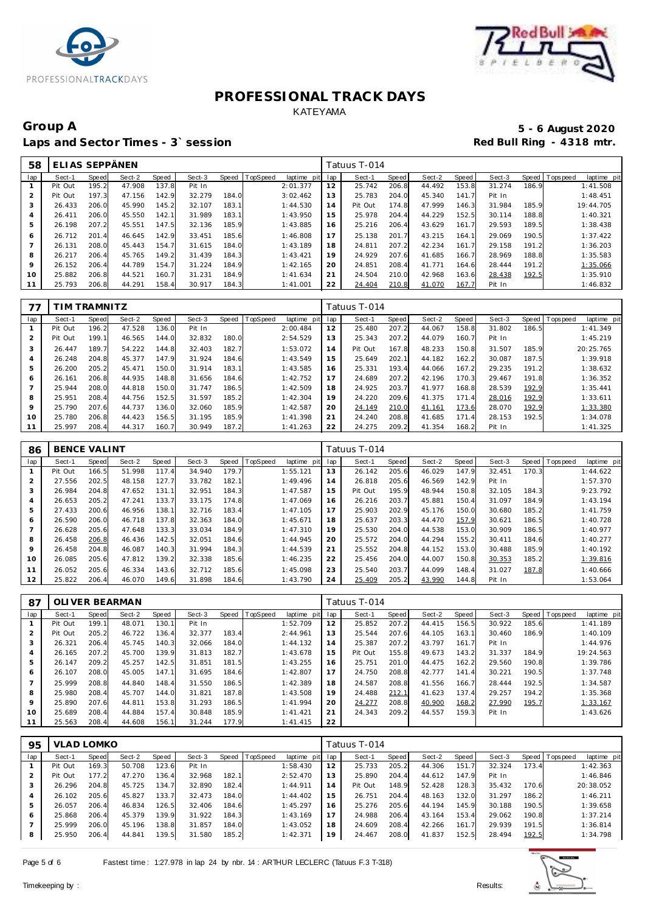# PROFESSIONAL TRACK DAYS

KATEYAMA

**Group A** **5 - 6 August 2020**

**Laps and Sector Times - 3` session** **Red Bull Ring - 4318 mtr.**

| 58 | ELIAS SEPPÄNEN | | | | | | | | Tatuus T-014 | | | | | | | | | |
|---|---|---|---|---|---|---|---|---|---|---|---|---|---|---|---|---|---|---|
| lap | Sect-1 | Speed | Sect-2 | Speed | Sect-3 | Speed | TopSpeed | laptime pit | lap | Sect-1 | Speed | Sect-2 | Speed | Sect-3 | Speed | Topspeed | laptime pit |
| 1 | Pit Out | 195.2 | 47.908 | 137.8 | Pit In | | | 2:01.377 | 12 | 25.742 | 206.8 | 44.492 | 153.8 | 31.274 | 186.9 | | 1:41.508 |
| 2 | Pit Out | 197.3 | 47.156 | 142.9 | 32.279 | 184.0 | | 3:02.462 | 13 | 25.783 | 204.0 | 45.340 | 141.7 | Pit In | | | 1:48.451 |
| 3 | 26.433 | 206.0 | 45.990 | 145.2 | 32.107 | 183.1 | | 1:44.530 | 14 | Pit Out | 174.8 | 47.999 | 146.3 | 31.984 | 185.9 | | 19:44.705 |
| 4 | 26.411 | 206.0 | 45.550 | 142.1 | 31.989 | 183.1 | | 1:43.950 | 15 | 25.978 | 204.4 | 44.229 | 152.5 | 30.114 | 188.8 | | 1:40.321 |
| 5 | 26.198 | 207.2 | 45.551 | 147.5 | 32.136 | 185.9 | | 1:43.885 | 16 | 25.216 | 206.4 | 43.629 | 161.7 | 29.593 | 189.5 | | 1:38.438 |
| 6 | 26.712 | 201.4 | 46.645 | 142.9 | 33.451 | 185.6 | | 1:46.808 | 17 | 25.138 | 201.7 | 43.215 | 164.1 | 29.069 | 190.5 | | 1:37.422 |
| 7 | 26.131 | 208.0 | 45.443 | 154.7 | 31.615 | 184.0 | | 1:43.189 | 18 | 24.811 | 207.2 | 42.234 | 161.7 | 29.158 | 191.2 | | 1:36.203 |
| 8 | 26.217 | 206.4 | 45.765 | 149.2 | 31.439 | 184.3 | | 1:43.421 | 19 | 24.929 | 207.6 | 41.685 | 166.7 | 28.969 | 188.8 | | 1:35.583 |
| 9 | 26.152 | 206.4 | 44.789 | 154.7 | 31.224 | 184.9 | | 1:42.165 | 20 | 24.851 | 208.4 | 41.771 | 164.6 | 28.444 | 191.2 | | 1:35.066 |
| 10 | 25.882 | 206.8 | 44.521 | 160.7 | 31.231 | 184.9 | | 1:41.634 | 21 | 24.504 | 210.0 | 42.968 | 163.6 | 28.438 | 192.5 | | 1:35.910 |
| 11 | 25.793 | 206.8 | 44.291 | 158.4 | 30.917 | 184.3 | | 1:41.001 | 22 | 24.404 | 210.8 | 41.070 | 167.7 | Pit In | | | 1:46.832 |

| 77 | TIM TRAMNITZ | | | | | | | | Tatuus T-014 | | | | | | | | | |
|---|---|---|---|---|---|---|---|---|---|---|---|---|---|---|---|---|---|---|
| lap | Sect-1 | Speed | Sect-2 | Speed | Sect-3 | Speed | TopSpeed | laptime pit | lap | Sect-1 | Speed | Sect-2 | Speed | Sect-3 | Speed | Topspeed | laptime pit |
| 1 | Pit Out | 196.2 | 47.528 | 136.0 | Pit In | | | 2:00.484 | 12 | 25.480 | 207.2 | 44.067 | 158.8 | 31.802 | 186.5 | | 1:41.349 |
| 2 | Pit Out | 199.1 | 46.565 | 144.0 | 32.832 | 180.0 | | 2:54.529 | 13 | 25.343 | 207.2 | 44.079 | 160.7 | Pit In | | | 1:45.219 |
| 3 | 26.447 | 189.7 | 54.222 | 144.8 | 32.403 | 182.7 | | 1:53.072 | 14 | Pit Out | 167.8 | 48.233 | 150.8 | 31.507 | 185.9 | | 20:25.765 |
| 4 | 26.248 | 204.8 | 45.377 | 147.9 | 31.924 | 184.6 | | 1:43.549 | 15 | 25.649 | 202.1 | 44.182 | 162.2 | 30.087 | 187.5 | | 1:39.918 |
| 5 | 26.200 | 205.2 | 45.471 | 150.0 | 31.914 | 183.1 | | 1:43.585 | 16 | 25.331 | 193.4 | 44.066 | 167.2 | 29.235 | 191.2 | | 1:38.632 |
| 6 | 26.161 | 206.8 | 44.935 | 148.8 | 31.656 | 184.6 | | 1:42.752 | 17 | 24.689 | 207.2 | 42.196 | 170.3 | 29.467 | 191.8 | | 1:36.352 |
| 7 | 25.944 | 208.0 | 44.818 | 150.0 | 31.747 | 186.5 | | 1:42.509 | 18 | 24.925 | 203.7 | 41.977 | 168.8 | 28.539 | 192.9 | | 1:35.441 |
| 8 | 25.951 | 208.4 | 44.756 | 152.5 | 31.597 | 185.2 | | 1:42.304 | 19 | 24.220 | 209.6 | 41.375 | 171.4 | 28.016 | 192.9 | | 1:33.611 |
| 9 | 25.790 | 207.6 | 44.737 | 136.0 | 32.060 | 185.9 | | 1:42.587 | 20 | 24.149 | 210.0 | 41.161 | 173.6 | 28.070 | 192.9 | | 1:33.380 |
| 10 | 25.780 | 206.8 | 44.423 | 156.5 | 31.195 | 185.9 | | 1:41.398 | 21 | 24.240 | 208.8 | 41.685 | 171.4 | 28.153 | 192.5 | | 1:34.078 |
| 11 | 25.997 | 208.4 | 44.317 | 160.7 | 30.949 | 187.2 | | 1:41.263 | 22 | 24.275 | 209.2 | 41.354 | 168.2 | Pit In | | | 1:41.325 |

| 86 | BENCE VALINT | | | | | | | | Tatuus T-014 | | | | | | | | | |
|---|---|---|---|---|---|---|---|---|---|---|---|---|---|---|---|---|---|---|
| lap | Sect-1 | Speed | Sect-2 | Speed | Sect-3 | Speed | TopSpeed | laptime pit | lap | Sect-1 | Speed | Sect-2 | Speed | Sect-3 | Speed | Topspeed | laptime pit |
| 1 | Pit Out | 166.5 | 51.998 | 117.4 | 34.940 | 179.7 | | 1:55.121 | 13 | 26.142 | 205.6 | 46.029 | 147.9 | 32.451 | 170.3 | | 1:44.622 |
| 2 | 27.556 | 202.5 | 48.158 | 127.7 | 33.782 | 182.1 | | 1:49.496 | 14 | 26.818 | 205.6 | 46.569 | 142.9 | Pit In | | | 1:57.370 |
| 3 | 26.984 | 204.8 | 47.652 | 131.1 | 32.951 | 184.3 | | 1:47.587 | 15 | Pit Out | 195.9 | 48.944 | 150.8 | 32.105 | 184.3 | | 9:23.792 |
| 4 | 26.653 | 205.2 | 47.241 | 133.7 | 33.175 | 174.8 | | 1:47.069 | 16 | 26.216 | 203.7 | 45.881 | 150.4 | 31.097 | 184.9 | | 1:43.194 |
| 5 | 27.433 | 200.6 | 46.956 | 138.1 | 32.716 | 183.4 | | 1:47.105 | 17 | 25.903 | 202.9 | 45.176 | 150.0 | 30.680 | 185.2 | | 1:41.759 |
| 6 | 26.590 | 206.0 | 46.718 | 137.8 | 32.363 | 184.0 | | 1:45.671 | 18 | 25.637 | 203.3 | 44.470 | 157.9 | 30.621 | 186.5 | | 1:40.728 |
| 7 | 26.628 | 205.6 | 47.648 | 133.3 | 33.034 | 184.9 | | 1:47.310 | 19 | 25.530 | 204.0 | 44.538 | 153.0 | 30.909 | 186.5 | | 1:40.977 |
| 8 | 26.458 | 206.8 | 46.436 | 142.5 | 32.051 | 184.6 | | 1:44.945 | 20 | 25.572 | 204.0 | 44.294 | 155.2 | 30.411 | 184.6 | | 1:40.277 |
| 9 | 26.458 | 204.8 | 46.087 | 140.3 | 31.994 | 184.3 | | 1:44.539 | 21 | 25.552 | 204.8 | 44.152 | 153.0 | 30.488 | 185.9 | | 1:40.192 |
| 10 | 26.085 | 205.6 | 47.812 | 139.2 | 32.338 | 185.6 | | 1:46.235 | 22 | 25.456 | 204.0 | 44.007 | 150.8 | 30.353 | 185.2 | | 1:39.816 |
| 11 | 26.052 | 205.6 | 46.334 | 143.6 | 32.712 | 185.6 | | 1:45.098 | 23 | 25.540 | 203.7 | 44.099 | 148.4 | 31.027 | 187.8 | | 1:40.666 |
| 12 | 25.822 | 206.4 | 46.070 | 149.6 | 31.898 | 184.6 | | 1:43.790 | 24 | 25.409 | 205.2 | 43.990 | 144.8 | Pit In | | | 1:53.064 |

| 87 | OLIVER BEARMAN | | | | | | | | Tatuus T-014 | | | | | | | | | |
|---|---|---|---|---|---|---|---|---|---|---|---|---|---|---|---|---|---|---|
| lap | Sect-1 | Speed | Sect-2 | Speed | Sect-3 | Speed | TopSpeed | laptime pit | lap | Sect-1 | Speed | Sect-2 | Speed | Sect-3 | Speed | Topspeed | laptime pit |
| 1 | Pit Out | 199.1 | 48.071 | 130.1 | Pit In | | | 1:52.709 | 12 | 25.852 | 207.2 | 44.415 | 156.5 | 30.922 | 185.6 | | 1:41.189 |
| 2 | Pit Out | 205.2 | 46.722 | 136.4 | 32.377 | 183.4 | | 2:44.961 | 13 | 25.544 | 207.6 | 44.105 | 163.1 | 30.460 | 186.9 | | 1:40.109 |
| 3 | 26.321 | 206.4 | 45.745 | 140.3 | 32.066 | 184.0 | | 1:44.132 | 14 | 25.387 | 207.2 | 43.797 | 161.7 | Pit In | | | 1:44.976 |
| 4 | 26.165 | 207.2 | 45.700 | 139.9 | 31.813 | 182.7 | | 1:43.678 | 15 | Pit Out | 155.8 | 49.673 | 143.2 | 31.337 | 184.9 | | 19:24.563 |
| 5 | 26.147 | 209.2 | 45.257 | 142.5 | 31.851 | 181.5 | | 1:43.255 | 16 | 25.751 | 201.0 | 44.475 | 162.2 | 29.560 | 190.8 | | 1:39.786 |
| 6 | 26.107 | 208.0 | 45.005 | 147.1 | 31.695 | 184.6 | | 1:42.807 | 17 | 24.750 | 208.8 | 42.777 | 141.4 | 30.221 | 190.5 | | 1:37.748 |
| 7 | 25.999 | 208.8 | 44.840 | 148.4 | 31.550 | 186.5 | | 1:42.389 | 18 | 24.587 | 208.8 | 41.556 | 166.7 | 28.444 | 192.5 | | 1:34.587 |
| 8 | 25.980 | 208.4 | 45.707 | 144.0 | 31.821 | 187.8 | | 1:43.508 | 19 | 24.488 | 212.1 | 41.623 | 137.4 | 29.257 | 194.2 | | 1:35.368 |
| 9 | 25.890 | 207.6 | 44.811 | 153.8 | 31.293 | 186.5 | | 1:41.994 | 20 | 24.277 | 208.8 | 40.900 | 168.2 | 27.990 | 195.7 | | 1:33.167 |
| 10 | 25.689 | 208.4 | 44.884 | 157.4 | 30.848 | 185.9 | | 1:41.421 | 21 | 24.343 | 209.2 | 44.557 | 159.3 | Pit In | | | 1:43.626 |
| 11 | 25.563 | 208.4 | 44.608 | 156.1 | 31.244 | 177.9 | | 1:41.415 | 22 | | | | | | | | |

| 95 | VLAD LOMKO | | | | | | | | Tatuus T-014 | | | | | | | | | |
|---|---|---|---|---|---|---|---|---|---|---|---|---|---|---|---|---|---|---|
| lap | Sect-1 | Speed | Sect-2 | Speed | Sect-3 | Speed | TopSpeed | laptime pit | lap | Sect-1 | Speed | Sect-2 | Speed | Sect-3 | Speed | Topspeed | laptime pit |
| 1 | Pit Out | 169.3 | 50.708 | 123.6 | Pit In | | | 1:58.430 | 12 | 25.733 | 205.2 | 44.306 | 151.7 | 32.324 | 173.4 | | 1:42.363 |
| 2 | Pit Out | 177.2 | 47.270 | 136.4 | 32.968 | 182.1 | | 2:52.470 | 13 | 25.890 | 204.4 | 44.612 | 147.9 | Pit In | | | 1:46.846 |
| 3 | 26.296 | 204.8 | 45.725 | 134.7 | 32.890 | 182.4 | | 1:44.911 | 14 | Pit Out | 148.9 | 52.428 | 128.3 | 35.432 | 170.6 | | 20:38.052 |
| 4 | 26.102 | 205.6 | 45.827 | 133.7 | 32.473 | 184.0 | | 1:44.402 | 15 | 26.751 | 204.4 | 48.163 | 132.0 | 31.297 | 186.2 | | 1:46.211 |
| 5 | 26.057 | 206.4 | 46.834 | 126.5 | 32.406 | 184.6 | | 1:45.297 | 16 | 25.276 | 205.6 | 44.194 | 145.9 | 30.188 | 190.5 | | 1:39.658 |
| 6 | 25.868 | 206.4 | 45.379 | 139.9 | 31.922 | 184.3 | | 1:43.169 | 17 | 24.988 | 206.4 | 43.164 | 153.4 | 29.062 | 190.8 | | 1:37.214 |
| 7 | 25.999 | 206.0 | 45.196 | 138.8 | 31.857 | 184.0 | | 1:43.052 | 18 | 24.609 | 208.4 | 42.266 | 161.7 | 29.939 | 191.5 | | 1:36.814 |
| 8 | 25.950 | 206.4 | 44.841 | 139.5 | 31.580 | 185.2 | | 1:42.371 | 19 | 24.467 | 208.0 | 41.837 | 152.5 | 28.494 | 192.5 | | 1:34.798 |

Fastest time : 1:27.978 in lap 24 by nbr. 14 : ARTHUR LECLERC (Tatuus F.3 T-318)

Timekeeping by : Results: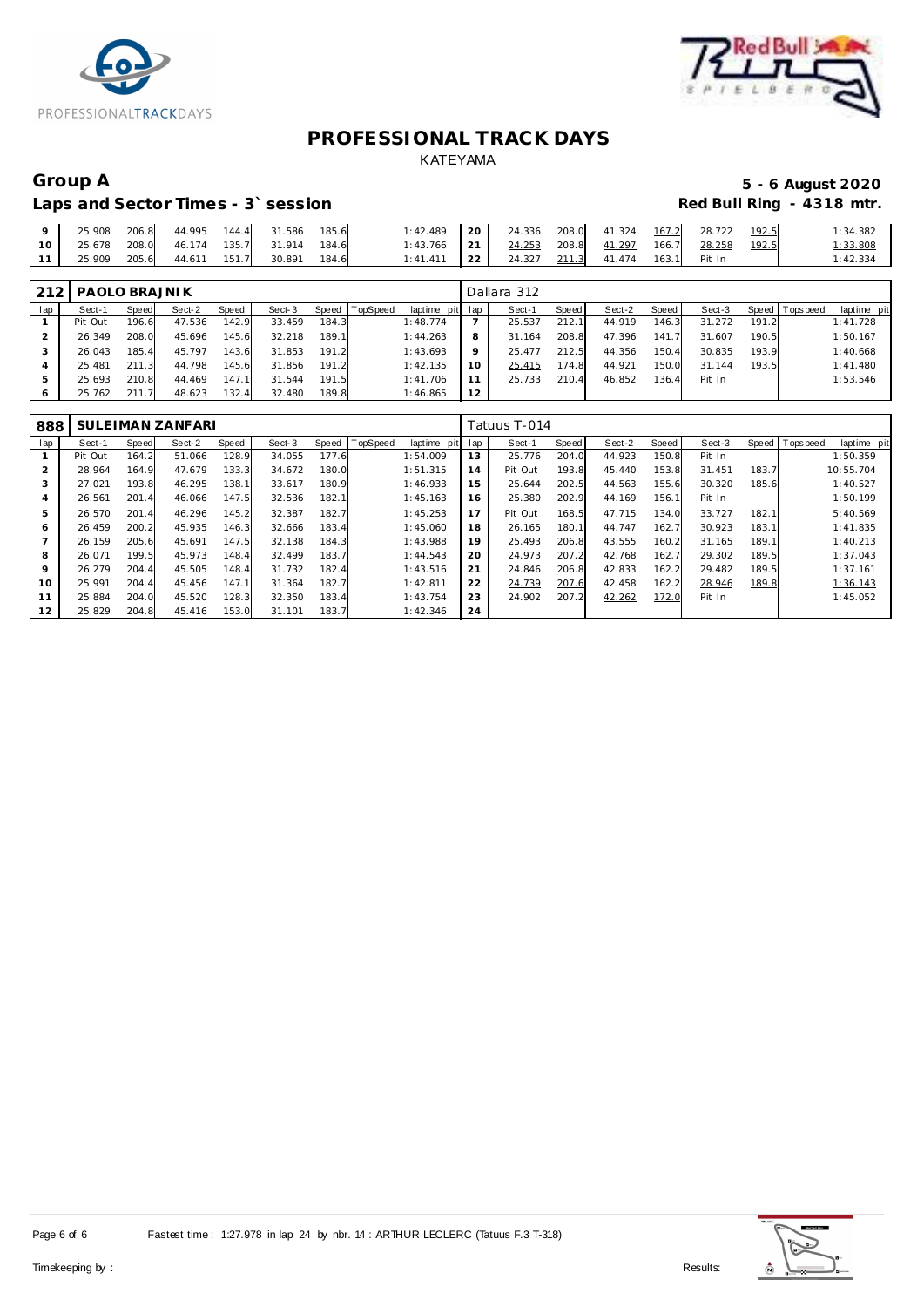# PROFESSIONAL TRACK DAYS

KATEYAMA

## Group A

**5 - 6 August 2020**

### Laps and Sector Times - 3` session

**Red Bull Ring - 4318 mtr.**

| lap | Sect-1 | Speed | Sect-2 | Speed | Sect-3 | Speed | TopSpeed | laptime pit | lap | Sect-1 | Speed | Sect-2 | Speed | Sect-3 | Speed | Topspeed | laptime pit |
|---|---|---|---|---|---|---|---|---|---|---|---|---|---|---|---|---|---|
| 9 | 25.908 | 206.8 | 44.995 | 144.4 | 31.586 | 185.6 | | 1:42.489 | 20 | 24.336 | 208.0 | 41.324 | 167.2 | 28.722 | 192.5 | | 1:34.382 |
| 10 | 25.678 | 208.0 | 46.174 | 135.7 | 31.914 | 184.6 | | 1:43.766 | 21 | 24.253 | 208.8 | 41.297 | 166.7 | 28.258 | 192.5 | | 1:33.808 |
| 11 | 25.909 | 205.6 | 44.611 | 151.7 | 30.891 | 184.6 | | 1:41.411 | 22 | 24.327 | 211.3 | 41.474 | 163.1 | Pit In | | | 1:42.334 |

**212 PAOLO BRAJNIK** — Dallara 312

| lap | Sect-1 | Speed | Sect-2 | Speed | Sect-3 | Speed | TopSpeed | laptime pit | lap | Sect-1 | Speed | Sect-2 | Speed | Sect-3 | Speed | Topspeed | laptime pit |
|---|---|---|---|---|---|---|---|---|---|---|---|---|---|---|---|---|---|
| 1 | Pit Out | 196.6 | 47.536 | 142.9 | 33.459 | 184.3 | | 1:48.774 | 7 | 25.537 | 212.1 | 44.919 | 146.3 | 31.272 | 191.2 | | 1:41.728 |
| 2 | 26.349 | 208.0 | 45.696 | 145.6 | 32.218 | 189.1 | | 1:44.263 | 8 | 31.164 | 208.8 | 47.396 | 141.7 | 31.607 | 190.5 | | 1:50.167 |
| 3 | 26.043 | 185.4 | 45.797 | 143.6 | 31.853 | 191.2 | | 1:43.693 | 9 | 25.477 | 212.5 | 44.356 | 150.4 | 30.835 | 193.9 | | 1:40.668 |
| 4 | 25.481 | 211.3 | 44.798 | 145.6 | 31.856 | 191.2 | | 1:42.135 | 10 | 25.415 | 174.8 | 44.921 | 150.0 | 31.144 | 193.5 | | 1:41.480 |
| 5 | 25.693 | 210.8 | 44.469 | 147.1 | 31.544 | 191.5 | | 1:41.706 | 11 | 25.733 | 210.4 | 46.852 | 136.4 | Pit In | | | 1:53.546 |
| 6 | 25.762 | 211.7 | 48.623 | 132.4 | 32.480 | 189.8 | | 1:46.865 | 12 | | | | | | | | |

**888 SULEIMAN ZANFARI** — Tatuus T-014

| lap | Sect-1 | Speed | Sect-2 | Speed | Sect-3 | Speed | TopSpeed | laptime pit | lap | Sect-1 | Speed | Sect-2 | Speed | Sect-3 | Speed | Topspeed | laptime pit |
|---|---|---|---|---|---|---|---|---|---|---|---|---|---|---|---|---|---|
| 1 | Pit Out | 164.2 | 51.066 | 128.9 | 34.055 | 177.6 | | 1:54.009 | 13 | 25.776 | 204.0 | 44.923 | 150.8 | Pit In | | | 1:50.359 |
| 2 | 28.964 | 164.9 | 47.679 | 133.3 | 34.672 | 180.0 | | 1:51.315 | 14 | Pit Out | 193.8 | 45.440 | 153.8 | 31.451 | 183.7 | | 10:55.704 |
| 3 | 27.021 | 193.8 | 46.295 | 138.1 | 33.617 | 180.9 | | 1:46.933 | 15 | 25.644 | 202.5 | 44.563 | 155.6 | 30.320 | 185.6 | | 1:40.527 |
| 4 | 26.561 | 201.4 | 46.066 | 147.5 | 32.536 | 182.1 | | 1:45.163 | 16 | 25.380 | 202.9 | 44.169 | 156.1 | Pit In | | | 1:50.199 |
| 5 | 26.570 | 201.4 | 46.296 | 145.2 | 32.387 | 182.7 | | 1:45.253 | 17 | Pit Out | 168.5 | 47.715 | 134.0 | 33.727 | 182.1 | | 5:40.569 |
| 6 | 26.459 | 200.2 | 45.935 | 146.3 | 32.666 | 183.4 | | 1:45.060 | 18 | 26.165 | 180.1 | 44.747 | 162.7 | 30.923 | 183.1 | | 1:41.835 |
| 7 | 26.159 | 205.6 | 45.691 | 147.5 | 32.138 | 184.3 | | 1:43.988 | 19 | 25.493 | 206.8 | 43.555 | 160.2 | 31.165 | 189.1 | | 1:40.213 |
| 8 | 26.071 | 199.5 | 45.973 | 148.4 | 32.499 | 183.7 | | 1:44.543 | 20 | 24.973 | 207.2 | 42.768 | 162.7 | 29.302 | 189.5 | | 1:37.043 |
| 9 | 26.279 | 204.4 | 45.505 | 148.4 | 31.732 | 182.4 | | 1:43.516 | 21 | 24.846 | 206.8 | 42.833 | 162.2 | 29.482 | 189.5 | | 1:37.161 |
| 10 | 25.991 | 204.4 | 45.456 | 147.1 | 31.364 | 182.7 | | 1:42.811 | 22 | 24.739 | 207.6 | 42.458 | 162.2 | 28.946 | 189.8 | | 1:36.143 |
| 11 | 25.884 | 204.0 | 45.520 | 128.3 | 32.350 | 183.4 | | 1:43.754 | 23 | 24.902 | 207.2 | 42.262 | 172.0 | Pit In | | | 1:45.052 |
| 12 | 25.829 | 204.8 | 45.416 | 153.0 | 31.101 | 183.7 | | 1:42.346 | 24 | | | | | | | | |

Fastest time : 1:27.978 in lap 24 by nbr. 14 : ARTHUR LECLERC (Tatuus F.3 T-318)

Timekeeping by : Results: